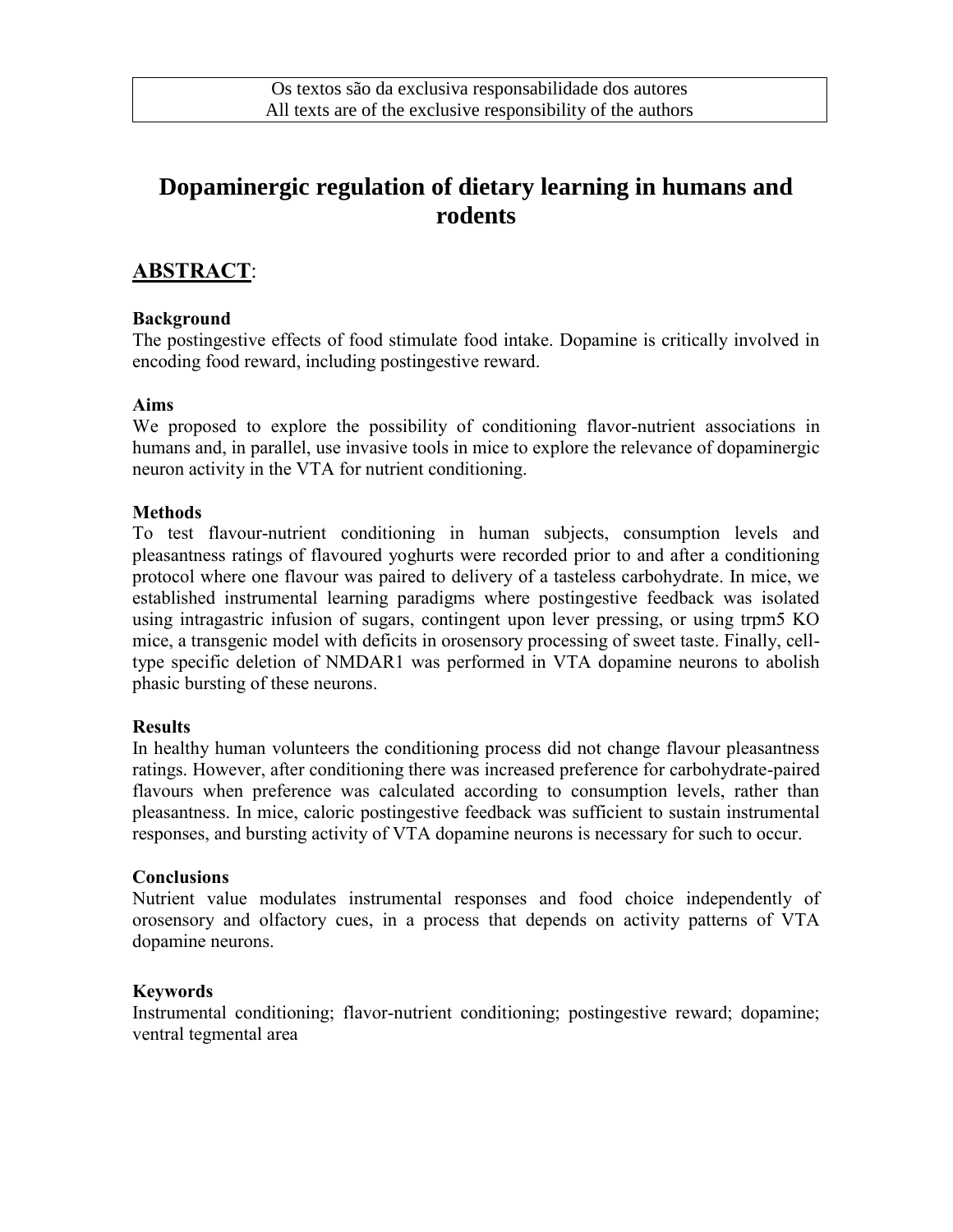Os textos são da exclusiva responsabilidade dos autores
All texts are of the exclusive responsibility of the authors

# Dopaminergic regulation of dietary learning in humans and rodents

## ABSTRACT:

**Background**

The postingestive effects of food stimulate food intake. Dopamine is critically involved in encoding food reward, including postingestive reward.

**Aims**

We proposed to explore the possibility of conditioning flavor-nutrient associations in humans and, in parallel, use invasive tools in mice to explore the relevance of dopaminergic neuron activity in the VTA for nutrient conditioning.

**Methods**

To test flavour-nutrient conditioning in human subjects, consumption levels and pleasantness ratings of flavoured yoghurts were recorded prior to and after a conditioning protocol where one flavour was paired to delivery of a tasteless carbohydrate. In mice, we established instrumental learning paradigms where postingestive feedback was isolated using intragastric infusion of sugars, contingent upon lever pressing, or using trpm5 KO mice, a transgenic model with deficits in orosensory processing of sweet taste. Finally, cell-type specific deletion of NMDAR1 was performed in VTA dopamine neurons to abolish phasic bursting of these neurons.

**Results**

In healthy human volunteers the conditioning process did not change flavour pleasantness ratings. However, after conditioning there was increased preference for carbohydrate-paired flavours when preference was calculated according to consumption levels, rather than pleasantness. In mice, caloric postingestive feedback was sufficient to sustain instrumental responses, and bursting activity of VTA dopamine neurons is necessary for such to occur.

**Conclusions**

Nutrient value modulates instrumental responses and food choice independently of orosensory and olfactory cues, in a process that depends on activity patterns of VTA dopamine neurons.

**Keywords**

Instrumental conditioning; flavor-nutrient conditioning; postingestive reward; dopamine; ventral tegmental area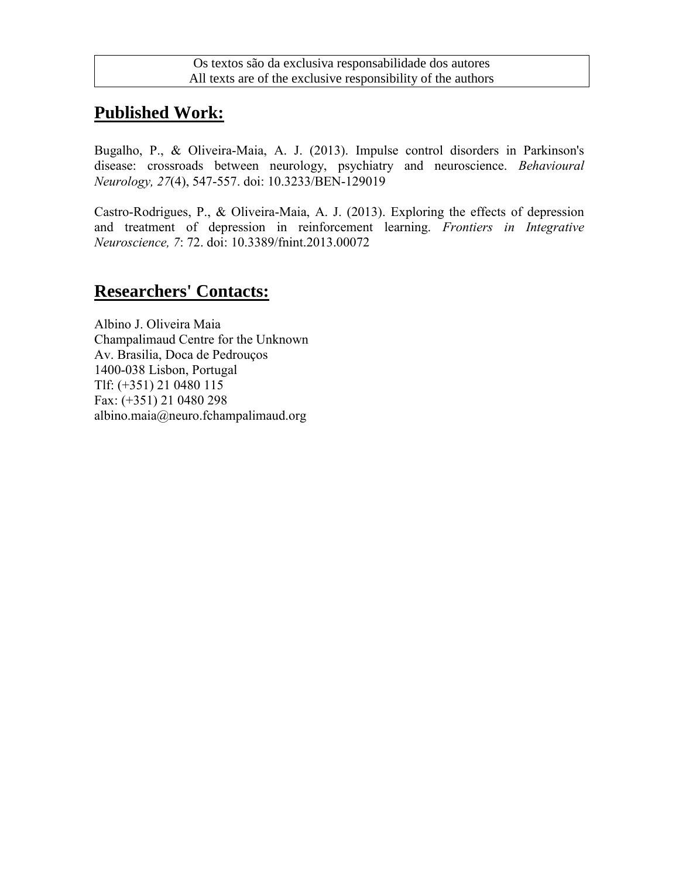Os textos são da exclusiva responsabilidade dos autores
All texts are of the exclusive responsibility of the authors

## Published Work:

Bugalho, P., & Oliveira-Maia, A. J. (2013). Impulse control disorders in Parkinson's disease: crossroads between neurology, psychiatry and neuroscience. *Behavioural Neurology, 27*(4), 547-557. doi: 10.3233/BEN-129019

Castro-Rodrigues, P., & Oliveira-Maia, A. J. (2013). Exploring the effects of depression and treatment of depression in reinforcement learning. *Frontiers in Integrative Neuroscience, 7*: 72. doi: 10.3389/fnint.2013.00072

## Researchers' Contacts:

Albino J. Oliveira Maia
Champalimaud Centre for the Unknown
Av. Brasilia, Doca de Pedrouços
1400-038 Lisbon, Portugal
Tlf: (+351) 21 0480 115
Fax: (+351) 21 0480 298
albino.maia@neuro.fchampalimaud.org